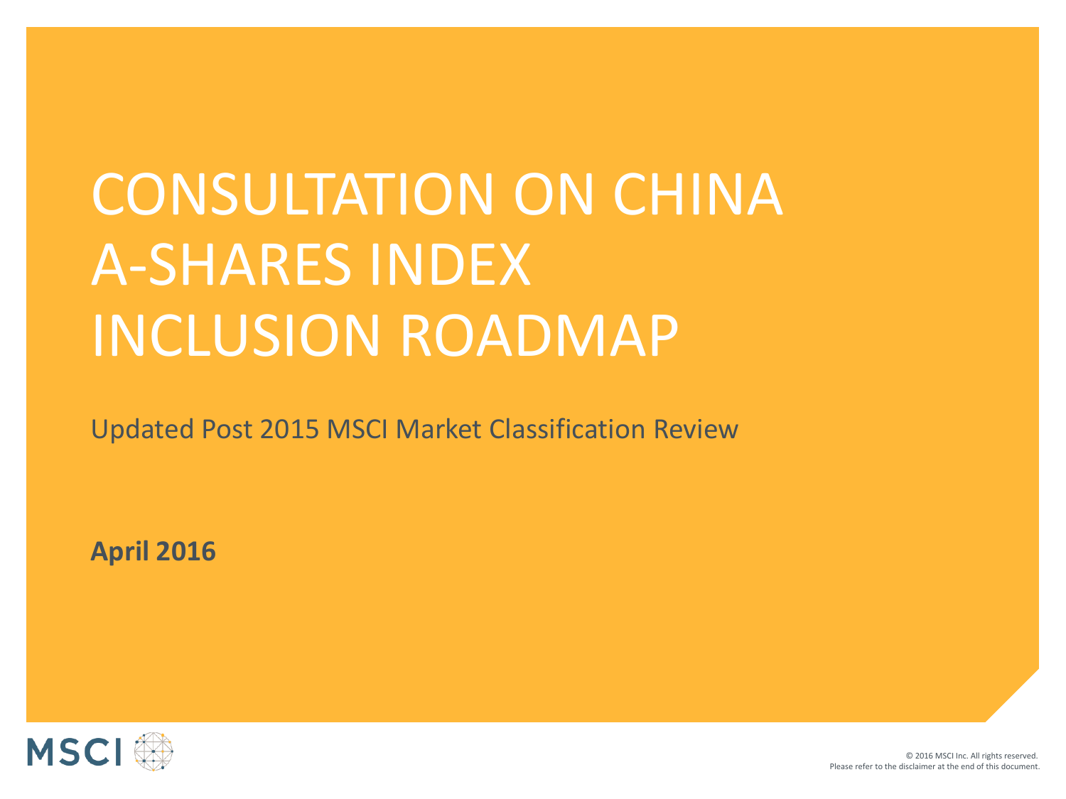# CONSULTATION ON CHINA A-SHARES INDEX INCLUSION ROADMAP

Updated Post 2015 MSCI Market Classification Review

**April 2016**

MSCI

© 2016 MSCI Inc. All rights reserved.
Please refer to the disclaimer at the end of this document.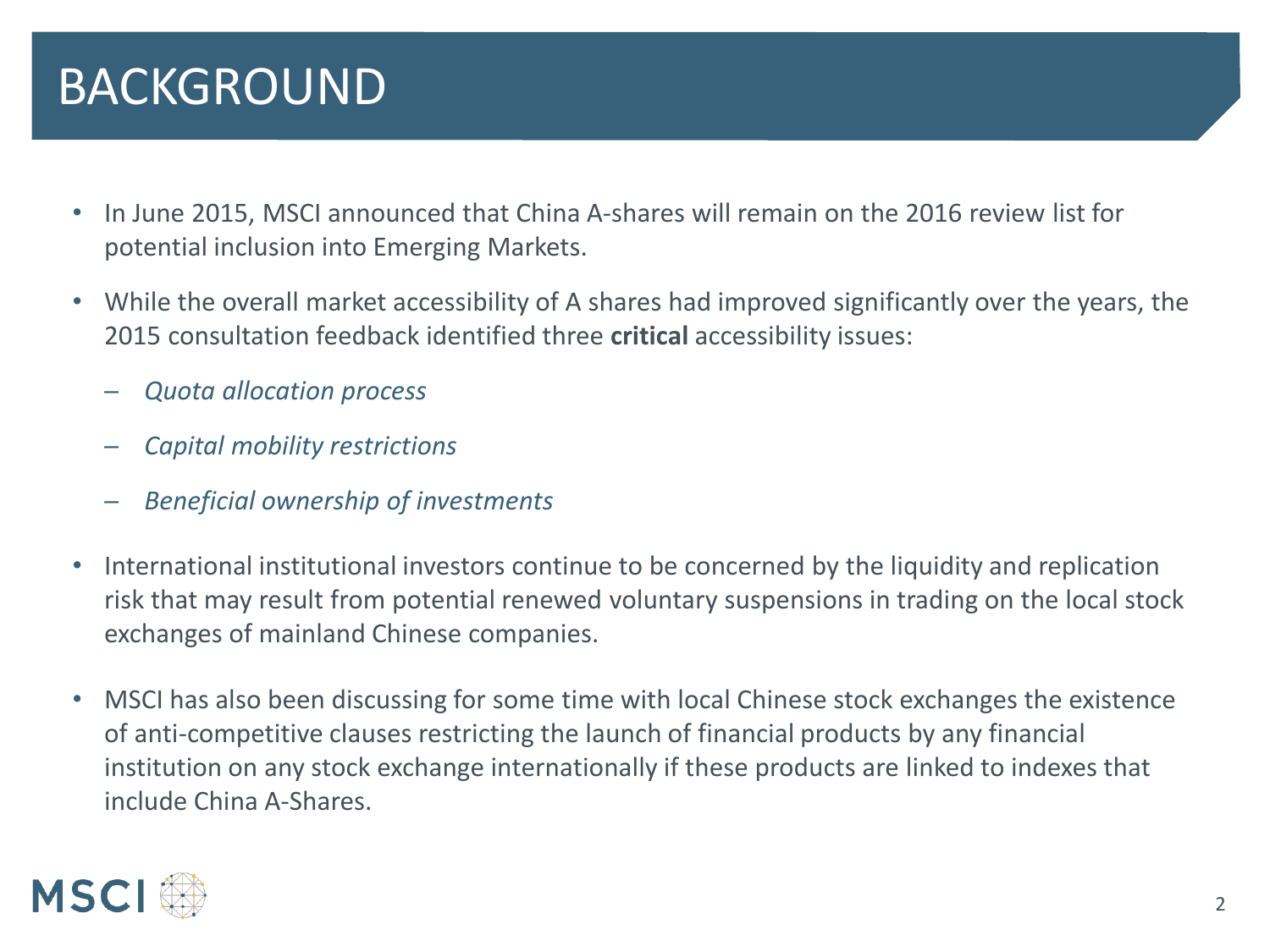# BACKGROUND

- In June 2015, MSCI announced that China A-shares will remain on the 2016 review list for potential inclusion into Emerging Markets.
- While the overall market accessibility of A shares had improved significantly over the years, the 2015 consultation feedback identified three **critical** accessibility issues:
  - *Quota allocation process*
  - *Capital mobility restrictions*
  - *Beneficial ownership of investments*
- International institutional investors continue to be concerned by the liquidity and replication risk that may result from potential renewed voluntary suspensions in trading on the local stock exchanges of mainland Chinese companies.
- MSCI has also been discussing for some time with local Chinese stock exchanges the existence of anti-competitive clauses restricting the launch of financial products by any financial institution on any stock exchange internationally if these products are linked to indexes that include China A-Shares.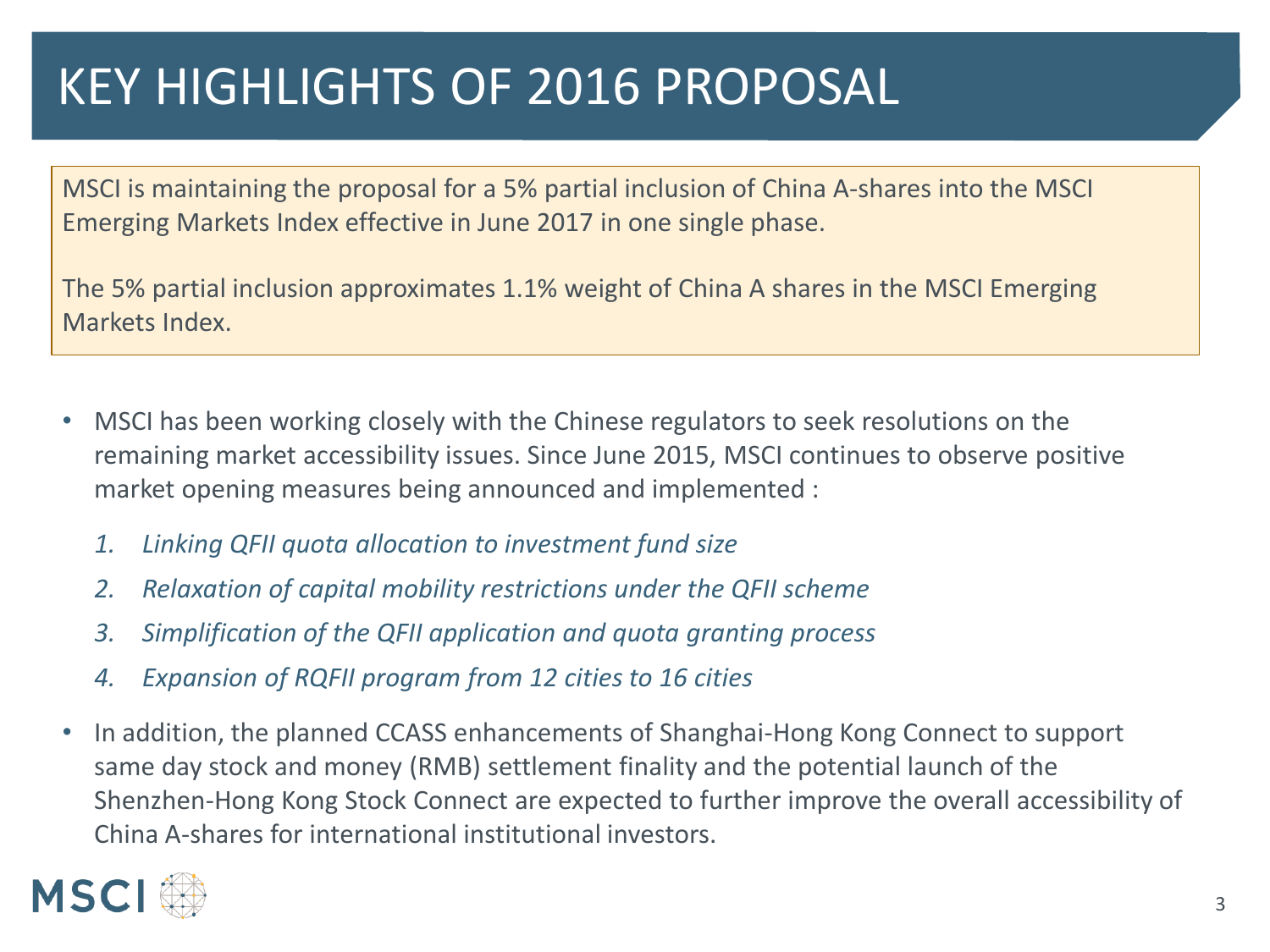# KEY HIGHLIGHTS OF 2016 PROPOSAL

MSCI is maintaining the proposal for a 5% partial inclusion of China A-shares into the MSCI Emerging Markets Index effective in June 2017 in one single phase.

The 5% partial inclusion approximates 1.1% weight of China A shares in the MSCI Emerging Markets Index.

- MSCI has been working closely with the Chinese regulators to seek resolutions on the remaining market accessibility issues. Since June 2015, MSCI continues to observe positive market opening measures being announced and implemented :

  1. *Linking QFII quota allocation to investment fund size*
  2. *Relaxation of capital mobility restrictions under the QFII scheme*
  3. *Simplification of the QFII application and quota granting process*
  4. *Expansion of RQFII program from 12 cities to 16 cities*

- In addition, the planned CCASS enhancements of Shanghai-Hong Kong Connect to support same day stock and money (RMB) settlement finality and the potential launch of the Shenzhen-Hong Kong Stock Connect are expected to further improve the overall accessibility of China A-shares for international institutional investors.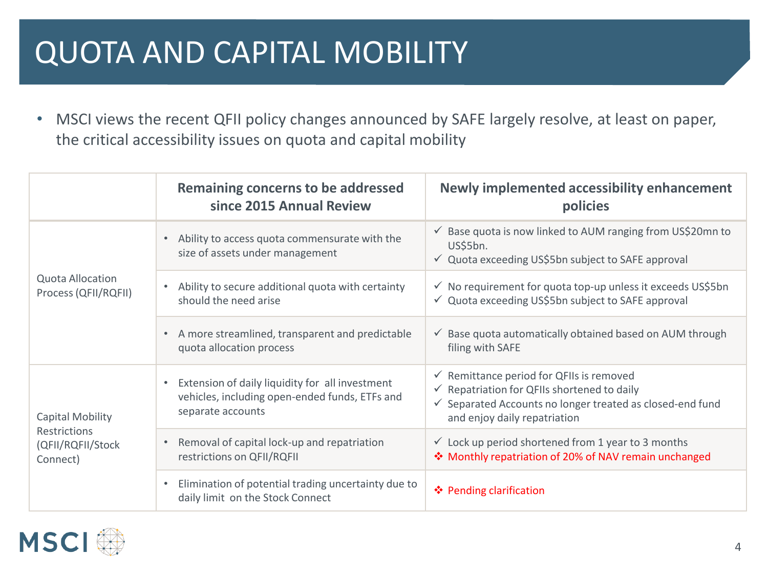# QUOTA AND CAPITAL MOBILITY

- MSCI views the recent QFII policy changes announced by SAFE largely resolve, at least on paper, the critical accessibility issues on quota and capital mobility

| | Remaining concerns to be addressed since 2015 Annual Review | Newly implemented accessibility enhancement policies |
|---|---|---|
| Quota Allocation Process (QFII/RQFII) | • Ability to access quota commensurate with the size of assets under management | ✓ Base quota is now linked to AUM ranging from US$20mn to US$5bn.<br>✓ Quota exceeding US$5bn subject to SAFE approval |
| | • Ability to secure additional quota with certainty should the need arise | ✓ No requirement for quota top-up unless it exceeds US$5bn<br>✓ Quota exceeding US$5bn subject to SAFE approval |
| | • A more streamlined, transparent and predictable quota allocation process | ✓ Base quota automatically obtained based on AUM through filing with SAFE |
| Capital Mobility Restrictions (QFII/RQFII/Stock Connect) | • Extension of daily liquidity for all investment vehicles, including open-ended funds, ETFs and separate accounts | ✓ Remittance period for QFIIs is removed<br>✓ Repatriation for QFIIs shortened to daily<br>✓ Separated Accounts no longer treated as closed-end fund and enjoy daily repatriation |
| | • Removal of capital lock-up and repatriation restrictions on QFII/RQFII | ✓ Lock up period shortened from 1 year to 3 months<br>❖ Monthly repatriation of 20% of NAV remain unchanged |
| | • Elimination of potential trading uncertainty due to daily limit on the Stock Connect | ❖ Pending clarification |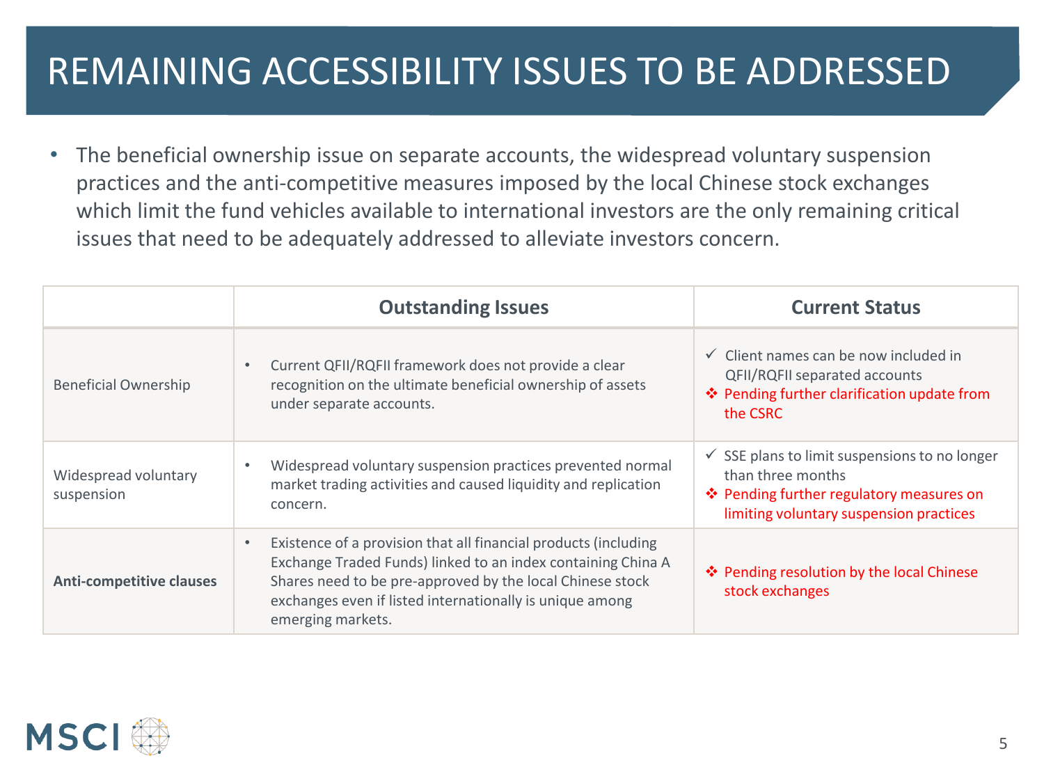# REMAINING ACCESSIBILITY ISSUES TO BE ADDRESSED

- The beneficial ownership issue on separate accounts, the widespread voluntary suspension practices and the anti-competitive measures imposed by the local Chinese stock exchanges which limit the fund vehicles available to international investors are the only remaining critical issues that need to be adequately addressed to alleviate investors concern.

| | Outstanding Issues | Current Status |
|---|---|---|
| Beneficial Ownership | • Current QFII/RQFII framework does not provide a clear recognition on the ultimate beneficial ownership of assets under separate accounts. | ✓ Client names can be now included in QFII/RQFII separated accounts<br>❖ Pending further clarification update from the CSRC |
| Widespread voluntary suspension | • Widespread voluntary suspension practices prevented normal market trading activities and caused liquidity and replication concern. | ✓ SSE plans to limit suspensions to no longer than three months<br>❖ Pending further regulatory measures on limiting voluntary suspension practices |
| **Anti-competitive clauses** | • Existence of a provision that all financial products (including Exchange Traded Funds) linked to an index containing China A Shares need to be pre-approved by the local Chinese stock exchanges even if listed internationally is unique among emerging markets. | ❖ Pending resolution by the local Chinese stock exchanges |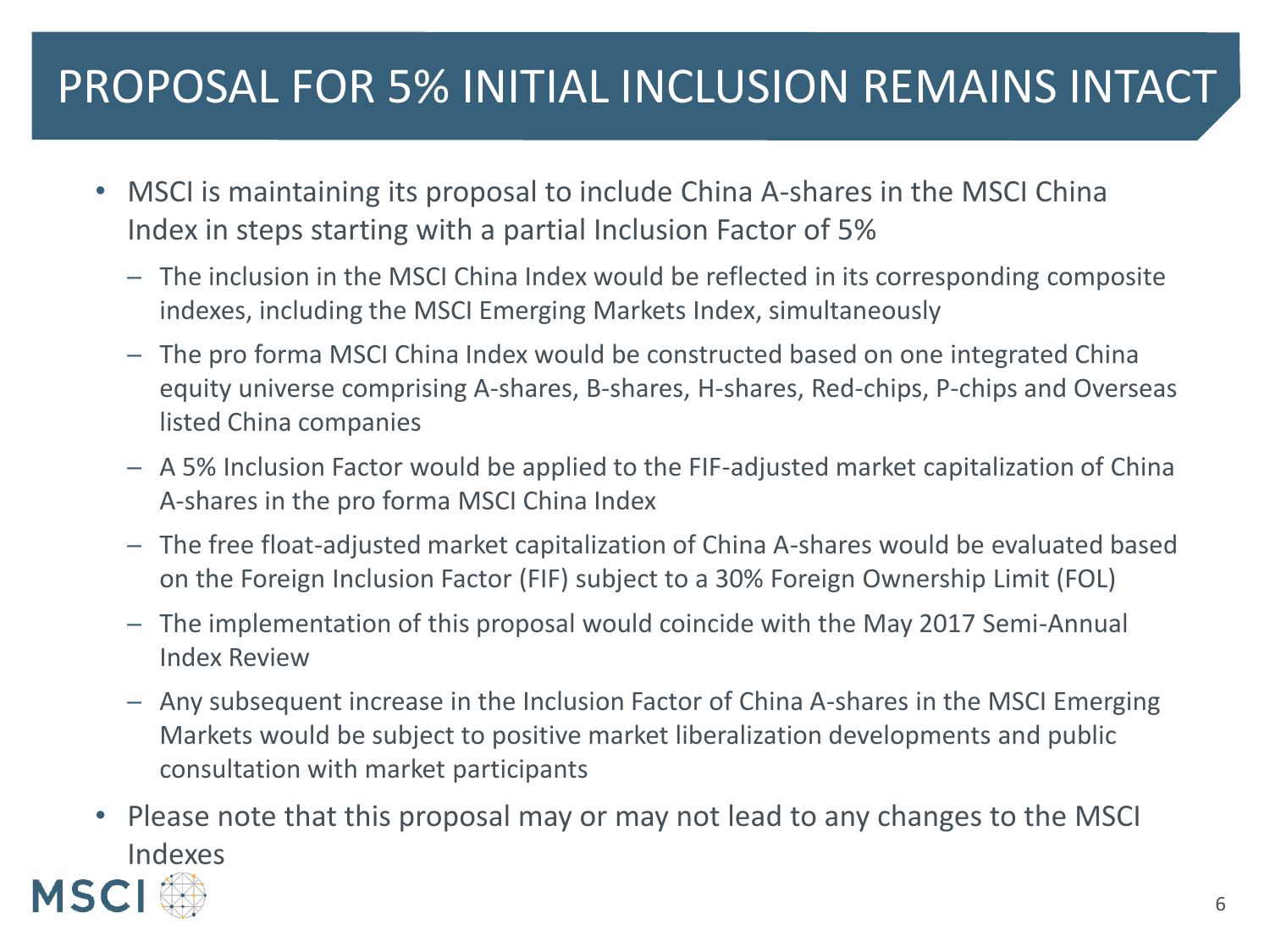# PROPOSAL FOR 5% INITIAL INCLUSION REMAINS INTACT

- MSCI is maintaining its proposal to include China A-shares in the MSCI China Index in steps starting with a partial Inclusion Factor of 5%
  - The inclusion in the MSCI China Index would be reflected in its corresponding composite indexes, including the MSCI Emerging Markets Index, simultaneously
  - The pro forma MSCI China Index would be constructed based on one integrated China equity universe comprising A-shares, B-shares, H-shares, Red-chips, P-chips and Overseas listed China companies
  - A 5% Inclusion Factor would be applied to the FIF-adjusted market capitalization of China A-shares in the pro forma MSCI China Index
  - The free float-adjusted market capitalization of China A-shares would be evaluated based on the Foreign Inclusion Factor (FIF) subject to a 30% Foreign Ownership Limit (FOL)
  - The implementation of this proposal would coincide with the May 2017 Semi-Annual Index Review
  - Any subsequent increase in the Inclusion Factor of China A-shares in the MSCI Emerging Markets would be subject to positive market liberalization developments and public consultation with market participants
- Please note that this proposal may or may not lead to any changes to the MSCI Indexes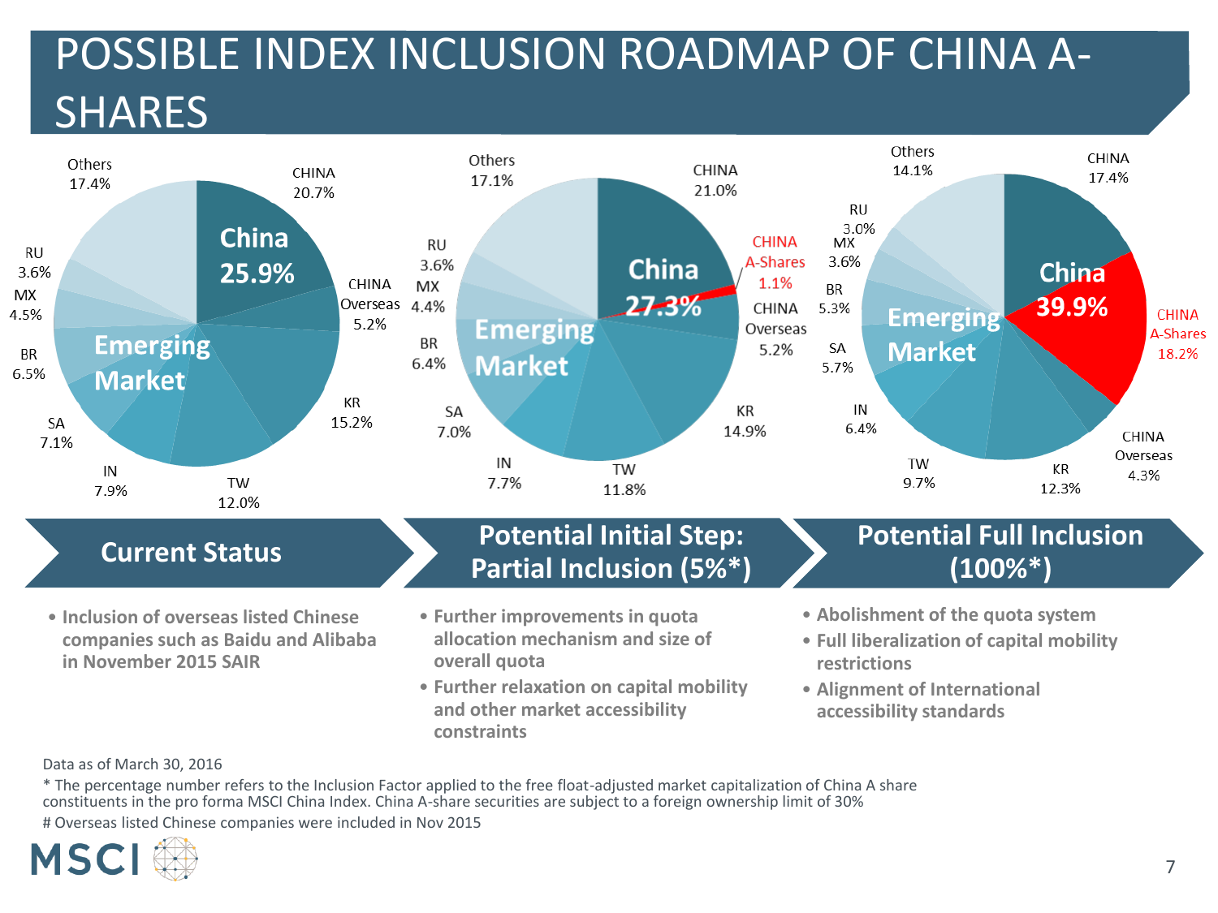# POSSIBLE INDEX INCLUSION ROADMAP OF CHINA A-SHARES

| Segment | Current Status | Potential Initial Step: Partial Inclusion (5%*) | Potential Full Inclusion (100%*) |
|---|---|---|---|
| China (total) | 25.9% | 27.3% | 39.9% |
| CHINA | 20.7% | 21.0% | 17.4% |
| CHINA A-Shares | | 1.1% | 18.2% |
| CHINA Overseas | 5.2% | 5.2% | 4.3% |
| KR | 15.2% | 14.9% | 12.3% |
| TW | 12.0% | 11.8% | 9.7% |
| IN | 7.9% | 7.7% | 6.4% |
| SA | 7.1% | 7.0% | 5.7% |
| BR | 6.5% | 6.4% | 5.3% |
| MX | 4.5% | 4.4% | 3.6% |
| RU | 3.6% | 3.6% | 3.0% |
| Others | 17.4% | 17.1% | 14.1% |

## Current Status

- Inclusion of overseas listed Chinese companies such as Baidu and Alibaba in November 2015 SAIR

## Potential Initial Step: Partial Inclusion (5%*)

- Further improvements in quota allocation mechanism and size of overall quota
- Further relaxation on capital mobility and other market accessibility constraints

## Potential Full Inclusion (100%*)

- Abolishment of the quota system
- Full liberalization of capital mobility restrictions
- Alignment of International accessibility standards

Data as of March 30, 2016

* The percentage number refers to the Inclusion Factor applied to the free float-adjusted market capitalization of China A share constituents in the pro forma MSCI China Index. China A-share securities are subject to a foreign ownership limit of 30%

# Overseas listed Chinese companies were included in Nov 2015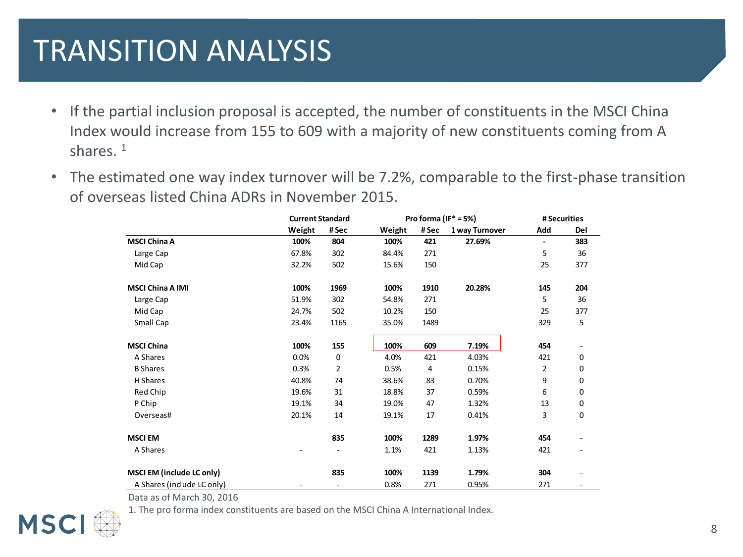# TRANSITION ANALYSIS

- If the partial inclusion proposal is accepted, the number of constituents in the MSCI China Index would increase from 155 to 609 with a majority of new constituents coming from A shares. [1]
- The estimated one way index turnover will be 7.2%, comparable to the first-phase transition of overseas listed China ADRs in November 2015.

| | Current Standard | | Pro forma (IF* = 5%) | | | # Securities | |
|---|---|---|---|---|---|---|---|
| | Weight | # Sec | Weight | # Sec | 1 way Turnover | Add | Del |
| **MSCI China A** | **100%** | **804** | **100%** | **421** | **27.69%** | **-** | **383** |
| Large Cap | 67.8% | 302 | 84.4% | 271 | | 5 | 36 |
| Mid Cap | 32.2% | 502 | 15.6% | 150 | | 25 | 377 |
| **MSCI China A IMI** | **100%** | **1969** | **100%** | **1910** | **20.28%** | **145** | **204** |
| Large Cap | 51.9% | 302 | 54.8% | 271 | | 5 | 36 |
| Mid Cap | 24.7% | 502 | 10.2% | 150 | | 25 | 377 |
| Small Cap | 23.4% | 1165 | 35.0% | 1489 | | 329 | 5 |
| **MSCI China** | **100%** | **155** | **100%** | **609** | **7.19%** | **454** | - |
| A Shares | 0.0% | 0 | 4.0% | 421 | 4.03% | 421 | 0 |
| B Shares | 0.3% | 2 | 0.5% | 4 | 0.15% | 2 | 0 |
| H Shares | 40.8% | 74 | 38.6% | 83 | 0.70% | 9 | 0 |
| Red Chip | 19.6% | 31 | 18.8% | 37 | 0.59% | 6 | 0 |
| P Chip | 19.1% | 34 | 19.0% | 47 | 1.32% | 13 | 0 |
| Overseas# | 20.1% | 14 | 19.1% | 17 | 0.41% | 3 | 0 |
| **MSCI EM** | | **835** | **100%** | **1289** | **1.97%** | **454** | - |
| A Shares | - | - | 1.1% | 421 | 1.13% | 421 | - |
| **MSCI EM (include LC only)** | | **835** | **100%** | **1139** | **1.79%** | **304** | - |
| A Shares (include LC only) | - | - | 0.8% | 271 | 0.95% | 271 | - |

Data as of March 30, 2016

1. The pro forma index constituents are based on the MSCI China A International Index.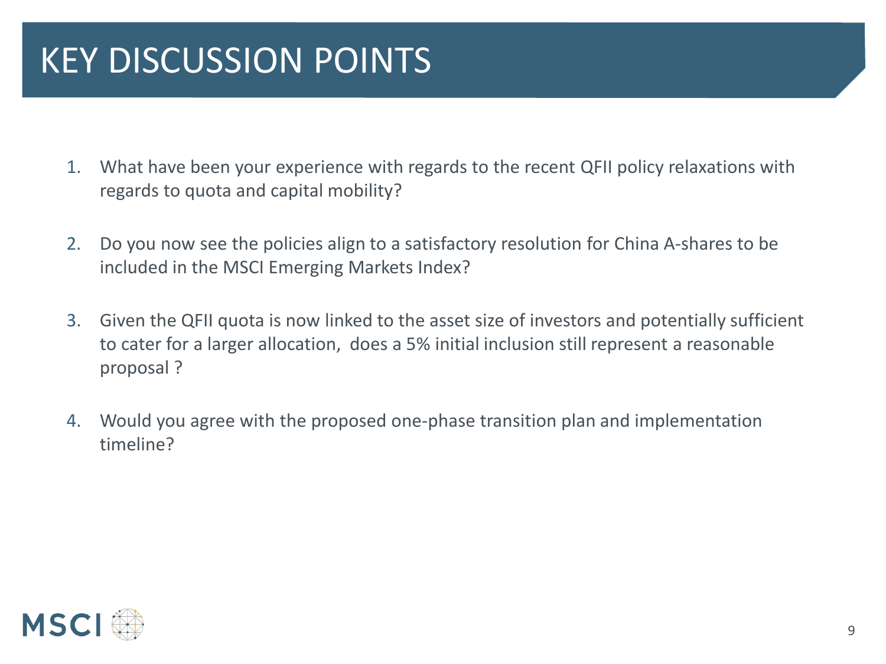# KEY DISCUSSION POINTS

1. What have been your experience with regards to the recent QFII policy relaxations with regards to quota and capital mobility?
2. Do you now see the policies align to a satisfactory resolution for China A-shares to be included in the MSCI Emerging Markets Index?
3. Given the QFII quota is now linked to the asset size of investors and potentially sufficient to cater for a larger allocation,  does a 5% initial inclusion still represent a reasonable proposal ?
4. Would you agree with the proposed one-phase transition plan and implementation timeline?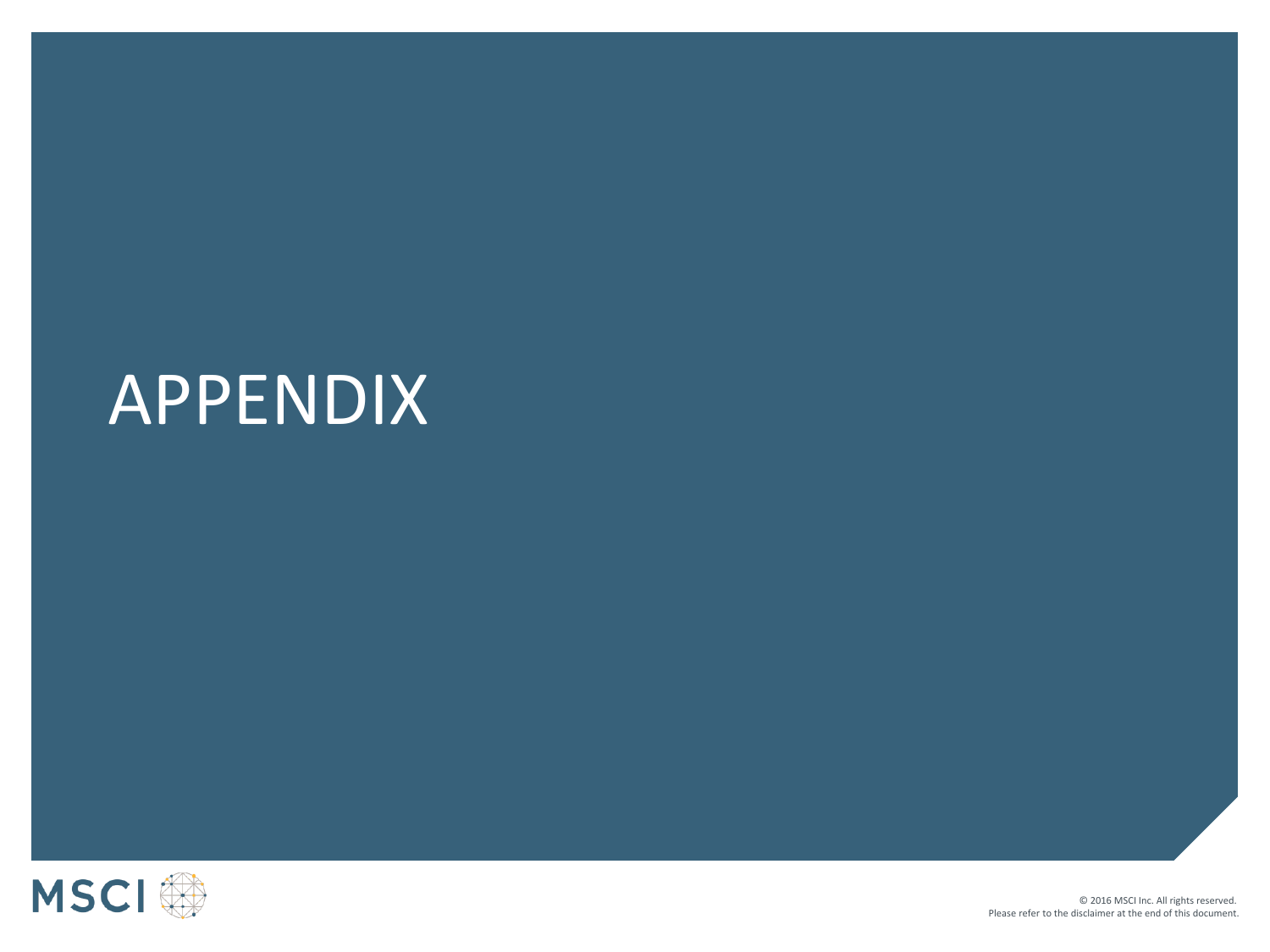# APPENDIX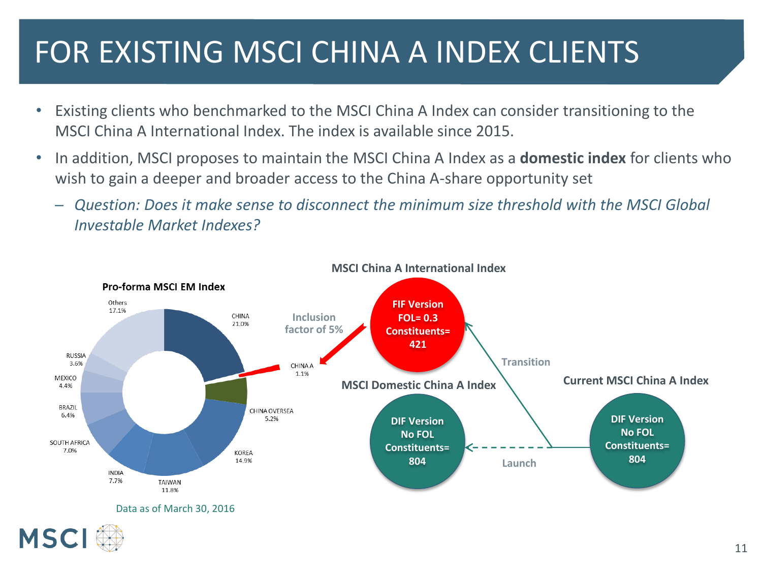# FOR EXISTING MSCI CHINA A INDEX CLIENTS

- Existing clients who benchmarked to the MSCI China A Index can consider transitioning to the MSCI China A International Index. The index is available since 2015.
- In addition, MSCI proposes to maintain the MSCI China A Index as a **domestic index** for clients who wish to gain a deeper and broader access to the China A-share opportunity set
  - *Question: Does it make sense to disconnect the minimum size threshold with the MSCI Global Investable Market Indexes?*

**Pro-forma MSCI EM Index**

| Country | Weight |
|---|---|
| CHINA | 21.0% |
| CHINA A | 1.1% |
| CHINA OVERSEA | 5.2% |
| KOREA | 14.9% |
| TAIWAN | 11.8% |
| INDIA | 7.7% |
| SOUTH AFRICA | 7.0% |
| BRAZIL | 6.4% |
| MEXICO | 4.4% |
| RUSSIA | 3.6% |
| Others | 17.1% |

Inclusion factor of 5%

**MSCI China A International Index**: FIF Version, FOL= 0.3, Constituents= 421

**MSCI Domestic China A Index**: DIF Version, No FOL, Constituents= 804

**Current MSCI China A Index**: DIF Version, No FOL, Constituents= 804

Transition (Current MSCI China A Index → MSCI China A International Index)

Launch (Current MSCI China A Index → MSCI Domestic China A Index)

Data as of March 30, 2016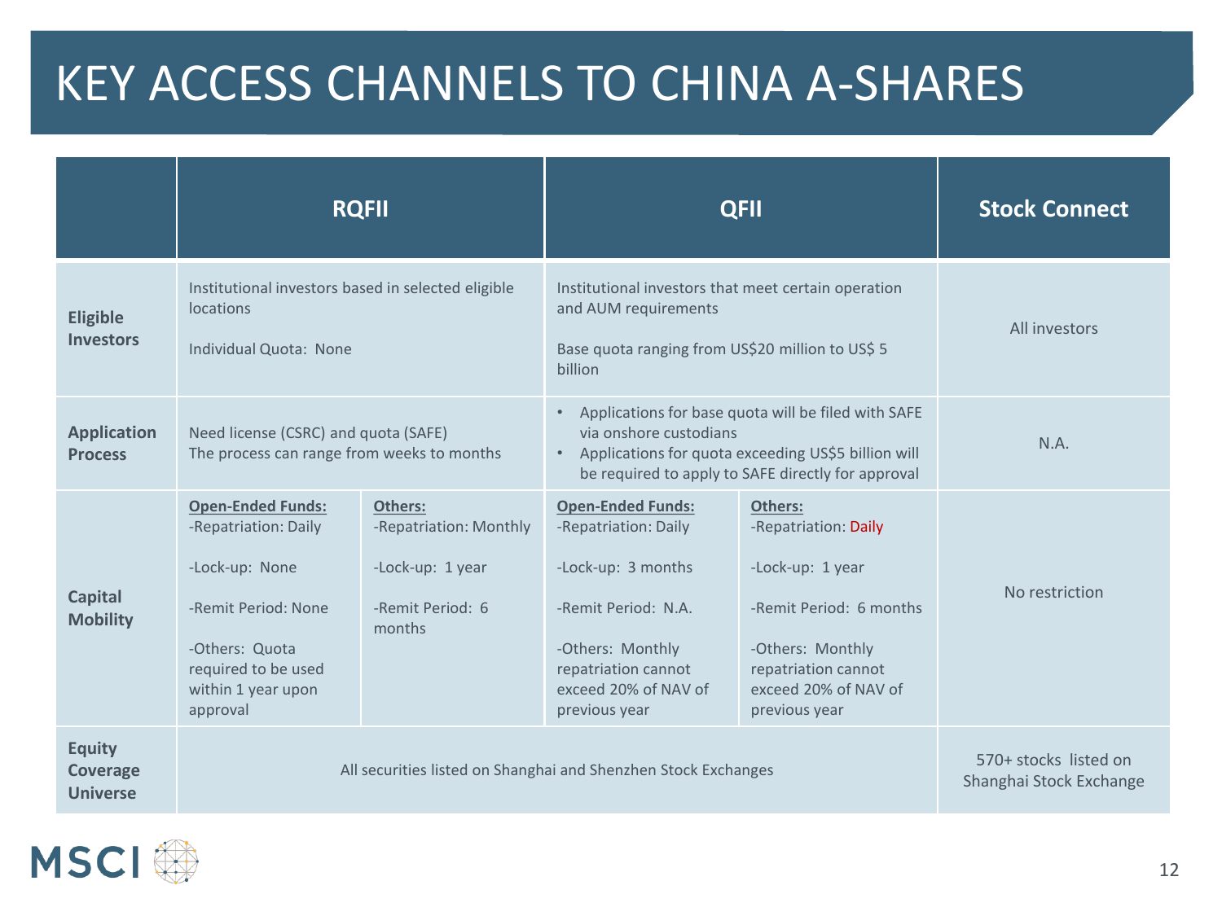# KEY ACCESS CHANNELS TO CHINA A-SHARES

| | RQFII | | QFII | | Stock Connect |
|---|---|---|---|---|---|
| **Eligible Investors** | Institutional investors based in selected eligible locations<br><br>Individual Quota: None | | Institutional investors that meet certain operation and AUM requirements<br><br>Base quota ranging from US$20 million to US$ 5 billion | | All investors |
| **Application Process** | Need license (CSRC) and quota (SAFE)<br>The process can range from weeks to months | | • Applications for base quota will be filed with SAFE via onshore custodians<br>• Applications for quota exceeding US$5 billion will be required to apply to SAFE directly for approval | | N.A. |
| **Capital Mobility** | **Open-Ended Funds:**<br>-Repatriation: Daily<br><br>-Lock-up: None<br><br>-Remit Period: None<br><br>-Others: Quota required to be used within 1 year upon approval | **Others:**<br>-Repatriation: Monthly<br><br>-Lock-up: 1 year<br><br>-Remit Period: 6 months | **Open-Ended Funds:**<br>-Repatriation: Daily<br><br>-Lock-up: 3 months<br><br>-Remit Period: N.A.<br><br>-Others: Monthly repatriation cannot exceed 20% of NAV of previous year | **Others:**<br>-Repatriation: Daily<br><br>-Lock-up: 1 year<br><br>-Remit Period: 6 months<br><br>-Others: Monthly repatriation cannot exceed 20% of NAV of previous year | No restriction |
| **Equity Coverage Universe** | All securities listed on Shanghai and Shenzhen Stock Exchanges | | | | 570+ stocks listed on Shanghai Stock Exchange |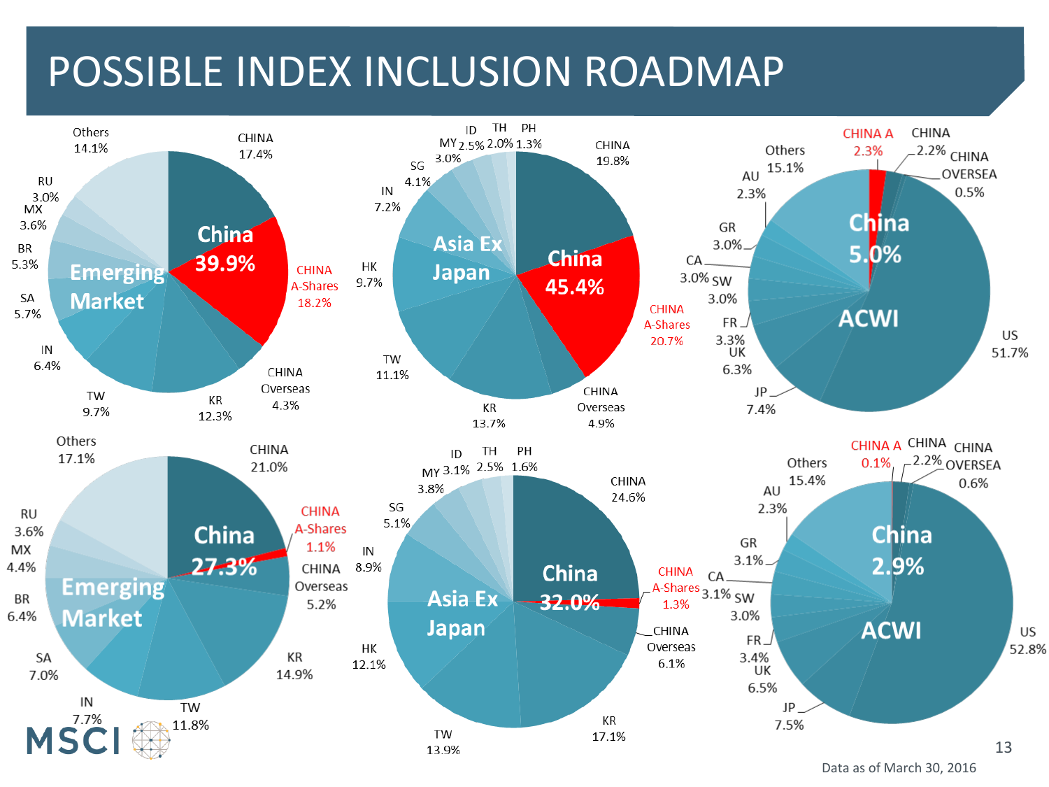# POSSIBLE INDEX INCLUSION ROADMAP

**Emerging Market — China 39.9%**

| Segment | Weight |
|---|---|
| CHINA | 17.4% |
| CHINA A-Shares | 18.2% |
| CHINA Overseas | 4.3% |
| KR | 12.3% |
| TW | 9.7% |
| IN | 6.4% |
| SA | 5.7% |
| BR | 5.3% |
| MX | 3.6% |
| RU | 3.0% |
| Others | 14.1% |

**Asia Ex Japan — China 45.4%**

| Segment | Weight |
|---|---|
| CHINA | 19.8% |
| CHINA A-Shares | 20.7% |
| CHINA Overseas | 4.9% |
| KR | 13.7% |
| TW | 11.1% |
| HK | 9.7% |
| IN | 7.2% |
| SG | 4.1% |
| MY | 3.0% |
| ID | 2.5% |
| TH | 2.0% |
| PH | 1.3% |

**ACWI — China 5.0%**

| Segment | Weight |
|---|---|
| CHINA A | 2.3% |
| CHINA | 2.2% |
| CHINA OVERSEA | 0.5% |
| US | 51.7% |
| JP | 7.4% |
| UK | 6.3% |
| FR | 3.3% |
| SW | 3.0% |
| CA | 3.0% |
| GR | 3.0% |
| AU | 2.3% |
| Others | 15.1% |

**Emerging Market — China 27.3%**

| Segment | Weight |
|---|---|
| CHINA | 21.0% |
| CHINA A-Shares | 1.1% |
| CHINA Overseas | 5.2% |
| KR | 14.9% |
| TW | 11.8% |
| IN | 7.7% |
| SA | 7.0% |
| BR | 6.4% |
| MX | 4.4% |
| RU | 3.6% |
| Others | 17.1% |

**Asia Ex Japan — China 32.0%**

| Segment | Weight |
|---|---|
| CHINA | 24.6% |
| CHINA A-Shares | 1.3% |
| CHINA Overseas | 6.1% |
| KR | 17.1% |
| TW | 13.9% |
| HK | 12.1% |
| IN | 8.9% |
| SG | 5.1% |
| MY | 3.8% |
| ID | 3.1% |
| TH | 2.5% |
| PH | 1.6% |

**ACWI — China 2.9%**

| Segment | Weight |
|---|---|
| CHINA A | 0.1% |
| CHINA | 2.2% |
| CHINA OVERSEA | 0.6% |
| US | 52.8% |
| JP | 7.5% |
| UK | 6.5% |
| FR | 3.4% |
| SW | 3.0% |
| CA | 3.1% |
| GR | 3.1% |
| AU | 2.3% |
| Others | 15.4% |

Data as of March 30, 2016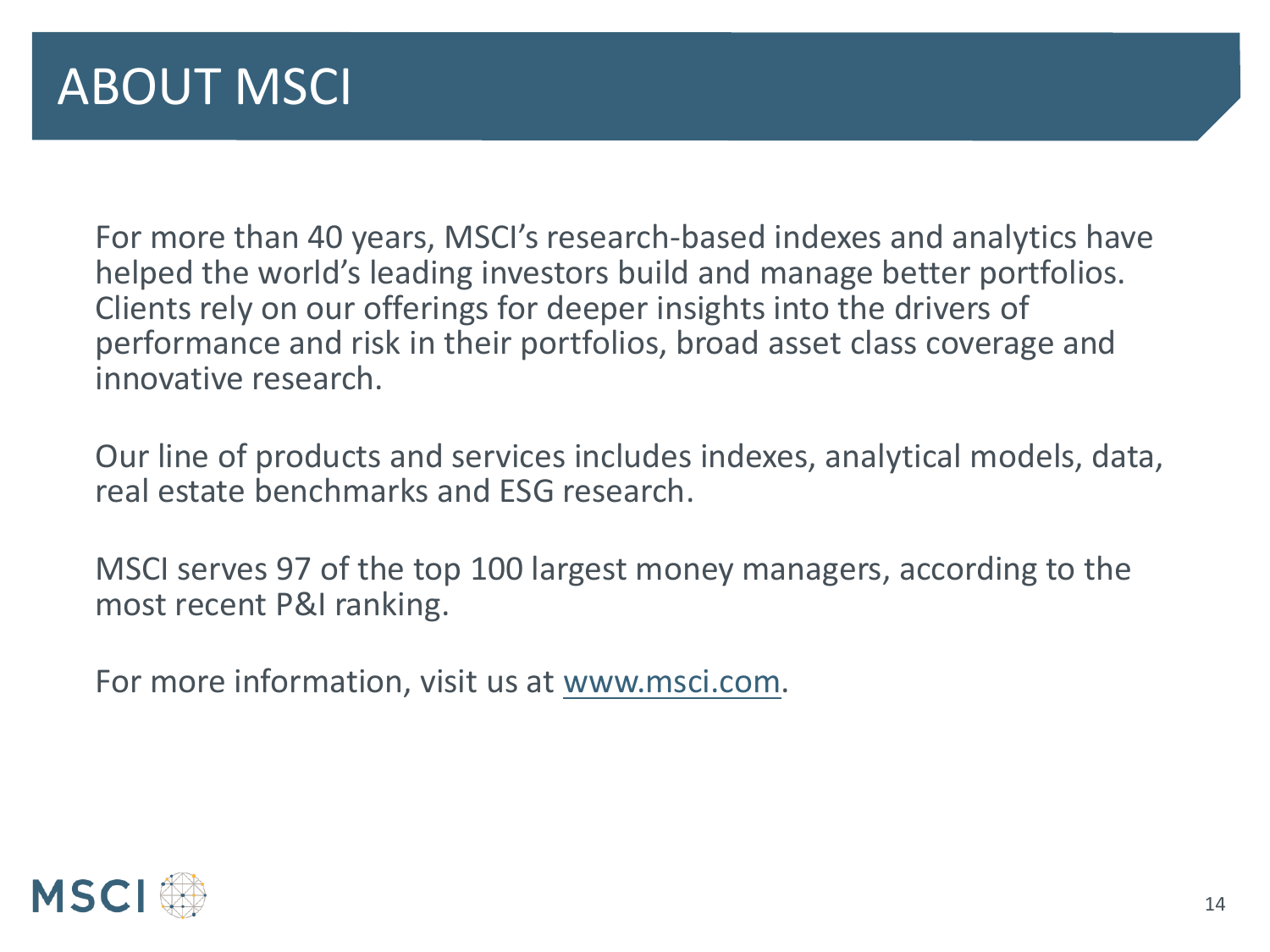# ABOUT MSCI

For more than 40 years, MSCI's research-based indexes and analytics have helped the world's leading investors build and manage better portfolios. Clients rely on our offerings for deeper insights into the drivers of performance and risk in their portfolios, broad asset class coverage and innovative research.

Our line of products and services includes indexes, analytical models, data, real estate benchmarks and ESG research.

MSCI serves 97 of the top 100 largest money managers, according to the most recent P&I ranking.

For more information, visit us at [www.msci.com](http://www.msci.com).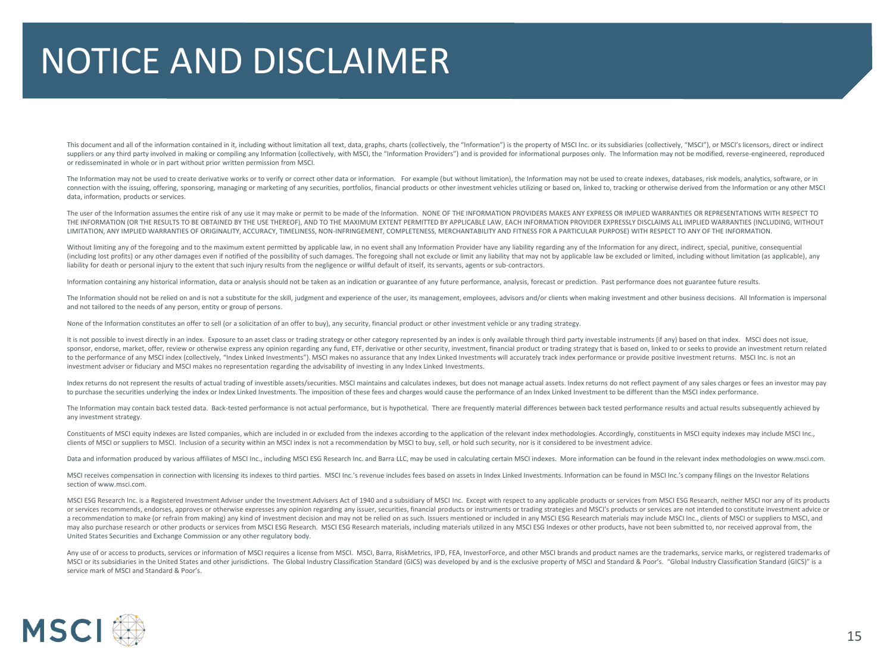# NOTICE AND DISCLAIMER

This document and all of the information contained in it, including without limitation all text, data, graphs, charts (collectively, the "Information") is the property of MSCI Inc. or its subsidiaries (collectively, "MSCI"), or MSCI's licensors, direct or indirect suppliers or any third party involved in making or compiling any Information (collectively, with MSCI, the "Information Providers") and is provided for informational purposes only. The Information may not be modified, reverse-engineered, reproduced or redisseminated in whole or in part without prior written permission from MSCI.

The Information may not be used to create derivative works or to verify or correct other data or information. For example (but without limitation), the Information may not be used to create indexes, databases, risk models, analytics, software, or in connection with the issuing, offering, sponsoring, managing or marketing of any securities, portfolios, financial products or other investment vehicles utilizing or based on, linked to, tracking or otherwise derived from the Information or any other MSCI data, information, products or services.

The user of the Information assumes the entire risk of any use it may make or permit to be made of the Information. NONE OF THE INFORMATION PROVIDERS MAKES ANY EXPRESS OR IMPLIED WARRANTIES OR REPRESENTATIONS WITH RESPECT TO THE INFORMATION (OR THE RESULTS TO BE OBTAINED BY THE USE THEREOF), AND TO THE MAXIMUM EXTENT PERMITTED BY APPLICABLE LAW, EACH INFORMATION PROVIDER EXPRESSLY DISCLAIMS ALL IMPLIED WARRANTIES (INCLUDING, WITHOUT LIMITATION, ANY IMPLIED WARRANTIES OF ORIGINALITY, ACCURACY, TIMELINESS, NON-INFRINGEMENT, COMPLETENESS, MERCHANTABILITY AND FITNESS FOR A PARTICULAR PURPOSE) WITH RESPECT TO ANY OF THE INFORMATION.

Without limiting any of the foregoing and to the maximum extent permitted by applicable law, in no event shall any Information Provider have any liability regarding any of the Information for any direct, indirect, special, punitive, consequential (including lost profits) or any other damages even if notified of the possibility of such damages. The foregoing shall not exclude or limit any liability that may not by applicable law be excluded or limited, including without limitation (as applicable), any liability for death or personal injury to the extent that such injury results from the negligence or willful default of itself, its servants, agents or sub-contractors.

Information containing any historical information, data or analysis should not be taken as an indication or guarantee of any future performance, analysis, forecast or prediction. Past performance does not guarantee future results.

The Information should not be relied on and is not a substitute for the skill, judgment and experience of the user, its management, employees, advisors and/or clients when making investment and other business decisions. All Information is impersonal and not tailored to the needs of any person, entity or group of persons.

None of the Information constitutes an offer to sell (or a solicitation of an offer to buy), any security, financial product or other investment vehicle or any trading strategy.

It is not possible to invest directly in an index. Exposure to an asset class or trading strategy or other category represented by an index is only available through third party investable instruments (if any) based on that index. MSCI does not issue, sponsor, endorse, market, offer, review or otherwise express any opinion regarding any fund, ETF, derivative or other security, investment, financial product or trading strategy that is based on, linked to or seeks to provide an investment return related to the performance of any MSCI index (collectively, "Index Linked Investments"). MSCI makes no assurance that any Index Linked Investments will accurately track index performance or provide positive investment returns. MSCI Inc. is not an investment adviser or fiduciary and MSCI makes no representation regarding the advisability of investing in any Index Linked Investments.

Index returns do not represent the results of actual trading of investible assets/securities. MSCI maintains and calculates indexes, but does not manage actual assets. Index returns do not reflect payment of any sales charges or fees an investor may pay to purchase the securities underlying the index or Index Linked Investments. The imposition of these fees and charges would cause the performance of an Index Linked Investment to be different than the MSCI index performance.

The Information may contain back tested data. Back-tested performance is not actual performance, but is hypothetical. There are frequently material differences between back tested performance results and actual results subsequently achieved by any investment strategy.

Constituents of MSCI equity indexes are listed companies, which are included in or excluded from the indexes according to the application of the relevant index methodologies. Accordingly, constituents in MSCI equity indexes may include MSCI Inc., clients of MSCI or suppliers to MSCI. Inclusion of a security within an MSCI index is not a recommendation by MSCI to buy, sell, or hold such security, nor is it considered to be investment advice.

Data and information produced by various affiliates of MSCI Inc., including MSCI ESG Research Inc. and Barra LLC, may be used in calculating certain MSCI indexes. More information can be found in the relevant index methodologies on www.msci.com.

MSCI receives compensation in connection with licensing its indexes to third parties. MSCI Inc.'s revenue includes fees based on assets in Index Linked Investments. Information can be found in MSCI Inc.'s company filings on the Investor Relations section of www.msci.com.

MSCI ESG Research Inc. is a Registered Investment Adviser under the Investment Advisers Act of 1940 and a subsidiary of MSCI Inc. Except with respect to any applicable products or services from MSCI ESG Research, neither MSCI nor any of its products or services recommends, endorses, approves or otherwise expresses any opinion regarding any issuer, securities, financial products or instruments or trading strategies and MSCI's products or services are not intended to constitute investment advice or a recommendation to make (or refrain from making) any kind of investment decision and may not be relied on as such. Issuers mentioned or included in any MSCI ESG Research materials may include MSCI Inc., clients of MSCI or suppliers to MSCI, and may also purchase research or other products or services from MSCI ESG Research. MSCI ESG Research materials, including materials utilized in any MSCI ESG Indexes or other products, have not been submitted to, nor received approval from, the United States Securities and Exchange Commission or any other regulatory body.

Any use of or access to products, services or information of MSCI requires a license from MSCI. MSCI, Barra, RiskMetrics, IPD, FEA, InvestorForce, and other MSCI brands and product names are the trademarks, service marks, or registered trademarks of MSCI or its subsidiaries in the United States and other jurisdictions. The Global Industry Classification Standard (GICS) was developed by and is the exclusive property of MSCI and Standard & Poor's. "Global Industry Classification Standard (GICS)" is a service mark of MSCI and Standard & Poor's.

MSCI